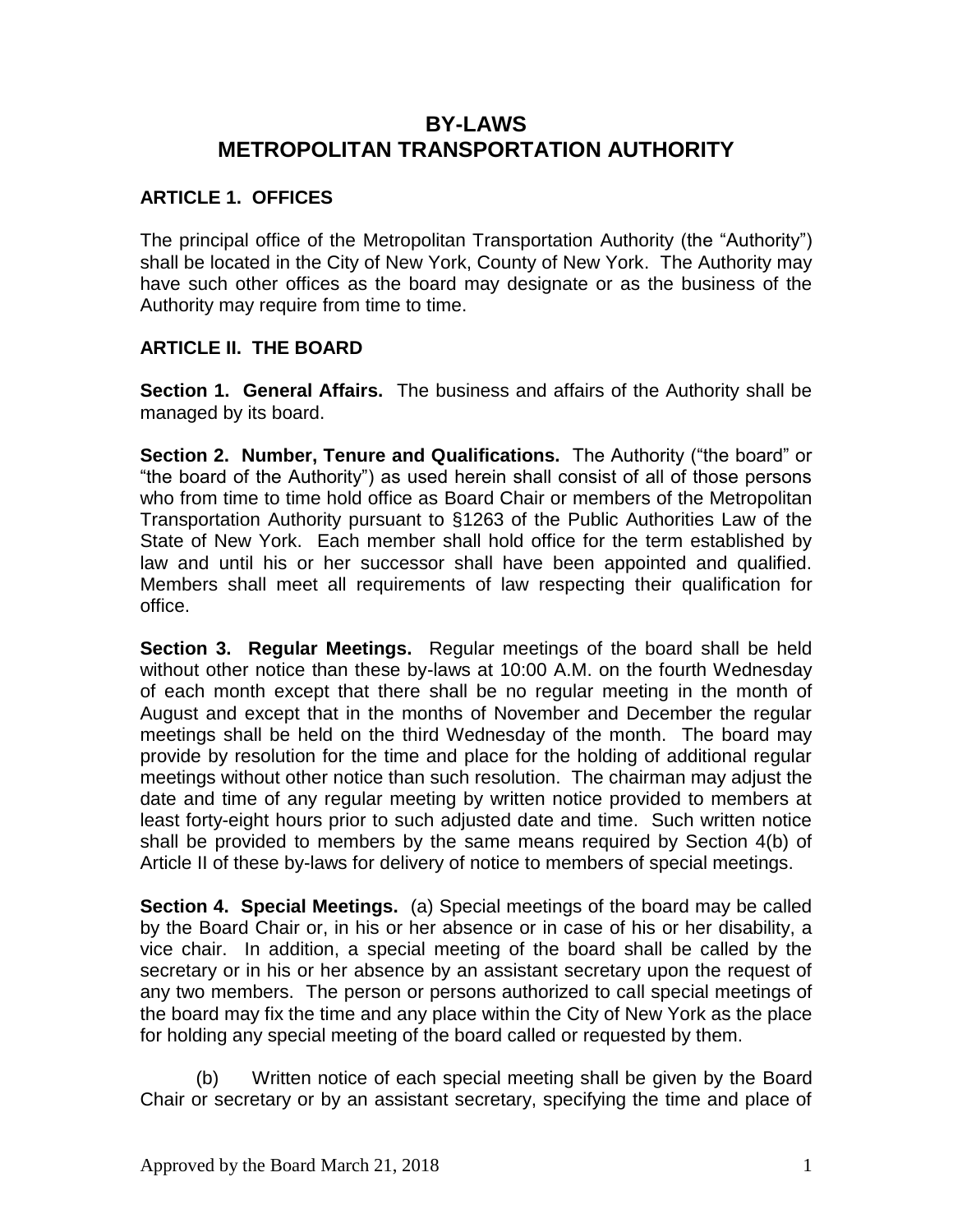# BY-LAWS
# METROPOLITAN TRANSPORTATION AUTHORITY

## ARTICLE 1. OFFICES

The principal office of the Metropolitan Transportation Authority (the "Authority") shall be located in the City of New York, County of New York. The Authority may have such other offices as the board may designate or as the business of the Authority may require from time to time.

## ARTICLE II. THE BOARD

**Section 1. General Affairs.** The business and affairs of the Authority shall be managed by its board.

**Section 2. Number, Tenure and Qualifications.** The Authority ("the board" or "the board of the Authority") as used herein shall consist of all of those persons who from time to time hold office as Board Chair or members of the Metropolitan Transportation Authority pursuant to §1263 of the Public Authorities Law of the State of New York. Each member shall hold office for the term established by law and until his or her successor shall have been appointed and qualified. Members shall meet all requirements of law respecting their qualification for office.

**Section 3. Regular Meetings.** Regular meetings of the board shall be held without other notice than these by-laws at 10:00 A.M. on the fourth Wednesday of each month except that there shall be no regular meeting in the month of August and except that in the months of November and December the regular meetings shall be held on the third Wednesday of the month. The board may provide by resolution for the time and place for the holding of additional regular meetings without other notice than such resolution. The chairman may adjust the date and time of any regular meeting by written notice provided to members at least forty-eight hours prior to such adjusted date and time. Such written notice shall be provided to members by the same means required by Section 4(b) of Article II of these by-laws for delivery of notice to members of special meetings.

**Section 4. Special Meetings.** (a) Special meetings of the board may be called by the Board Chair or, in his or her absence or in case of his or her disability, a vice chair. In addition, a special meeting of the board shall be called by the secretary or in his or her absence by an assistant secretary upon the request of any two members. The person or persons authorized to call special meetings of the board may fix the time and any place within the City of New York as the place for holding any special meeting of the board called or requested by them.

(b) Written notice of each special meeting shall be given by the Board Chair or secretary or by an assistant secretary, specifying the time and place of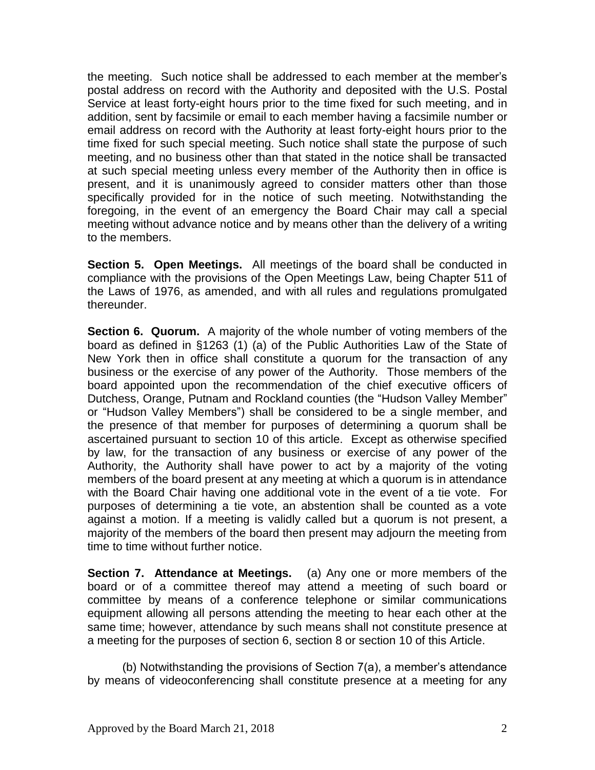the meeting. Such notice shall be addressed to each member at the member's postal address on record with the Authority and deposited with the U.S. Postal Service at least forty-eight hours prior to the time fixed for such meeting, and in addition, sent by facsimile or email to each member having a facsimile number or email address on record with the Authority at least forty-eight hours prior to the time fixed for such special meeting. Such notice shall state the purpose of such meeting, and no business other than that stated in the notice shall be transacted at such special meeting unless every member of the Authority then in office is present, and it is unanimously agreed to consider matters other than those specifically provided for in the notice of such meeting. Notwithstanding the foregoing, in the event of an emergency the Board Chair may call a special meeting without advance notice and by means other than the delivery of a writing to the members.

**Section 5. Open Meetings.** All meetings of the board shall be conducted in compliance with the provisions of the Open Meetings Law, being Chapter 511 of the Laws of 1976, as amended, and with all rules and regulations promulgated thereunder.

**Section 6. Quorum.** A majority of the whole number of voting members of the board as defined in §1263 (1) (a) of the Public Authorities Law of the State of New York then in office shall constitute a quorum for the transaction of any business or the exercise of any power of the Authority. Those members of the board appointed upon the recommendation of the chief executive officers of Dutchess, Orange, Putnam and Rockland counties (the "Hudson Valley Member" or "Hudson Valley Members") shall be considered to be a single member, and the presence of that member for purposes of determining a quorum shall be ascertained pursuant to section 10 of this article. Except as otherwise specified by law, for the transaction of any business or exercise of any power of the Authority, the Authority shall have power to act by a majority of the voting members of the board present at any meeting at which a quorum is in attendance with the Board Chair having one additional vote in the event of a tie vote. For purposes of determining a tie vote, an abstention shall be counted as a vote against a motion. If a meeting is validly called but a quorum is not present, a majority of the members of the board then present may adjourn the meeting from time to time without further notice.

**Section 7. Attendance at Meetings.** (a) Any one or more members of the board or of a committee thereof may attend a meeting of such board or committee by means of a conference telephone or similar communications equipment allowing all persons attending the meeting to hear each other at the same time; however, attendance by such means shall not constitute presence at a meeting for the purposes of section 6, section 8 or section 10 of this Article.

(b) Notwithstanding the provisions of Section 7(a), a member's attendance by means of videoconferencing shall constitute presence at a meeting for any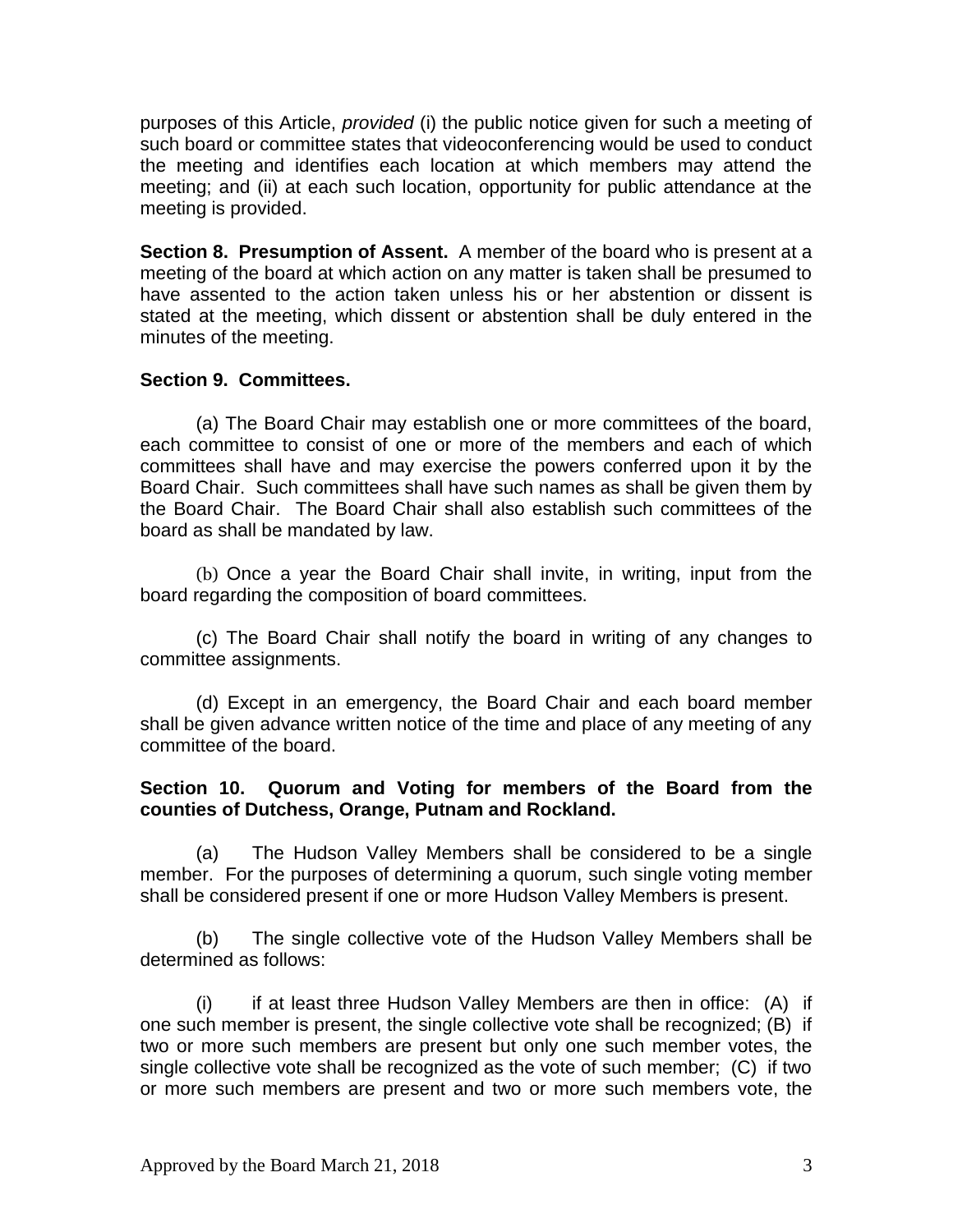purposes of this Article, *provided* (i) the public notice given for such a meeting of such board or committee states that videoconferencing would be used to conduct the meeting and identifies each location at which members may attend the meeting; and (ii) at each such location, opportunity for public attendance at the meeting is provided.

**Section 8. Presumption of Assent.** A member of the board who is present at a meeting of the board at which action on any matter is taken shall be presumed to have assented to the action taken unless his or her abstention or dissent is stated at the meeting, which dissent or abstention shall be duly entered in the minutes of the meeting.

**Section 9. Committees.**

(a) The Board Chair may establish one or more committees of the board, each committee to consist of one or more of the members and each of which committees shall have and may exercise the powers conferred upon it by the Board Chair. Such committees shall have such names as shall be given them by the Board Chair. The Board Chair shall also establish such committees of the board as shall be mandated by law.

(b) Once a year the Board Chair shall invite, in writing, input from the board regarding the composition of board committees.

(c) The Board Chair shall notify the board in writing of any changes to committee assignments.

(d) Except in an emergency, the Board Chair and each board member shall be given advance written notice of the time and place of any meeting of any committee of the board.

**Section 10. Quorum and Voting for members of the Board from the counties of Dutchess, Orange, Putnam and Rockland.**

(a) The Hudson Valley Members shall be considered to be a single member. For the purposes of determining a quorum, such single voting member shall be considered present if one or more Hudson Valley Members is present.

(b) The single collective vote of the Hudson Valley Members shall be determined as follows:

(i) if at least three Hudson Valley Members are then in office: (A) if one such member is present, the single collective vote shall be recognized; (B) if two or more such members are present but only one such member votes, the single collective vote shall be recognized as the vote of such member; (C) if two or more such members are present and two or more such members vote, the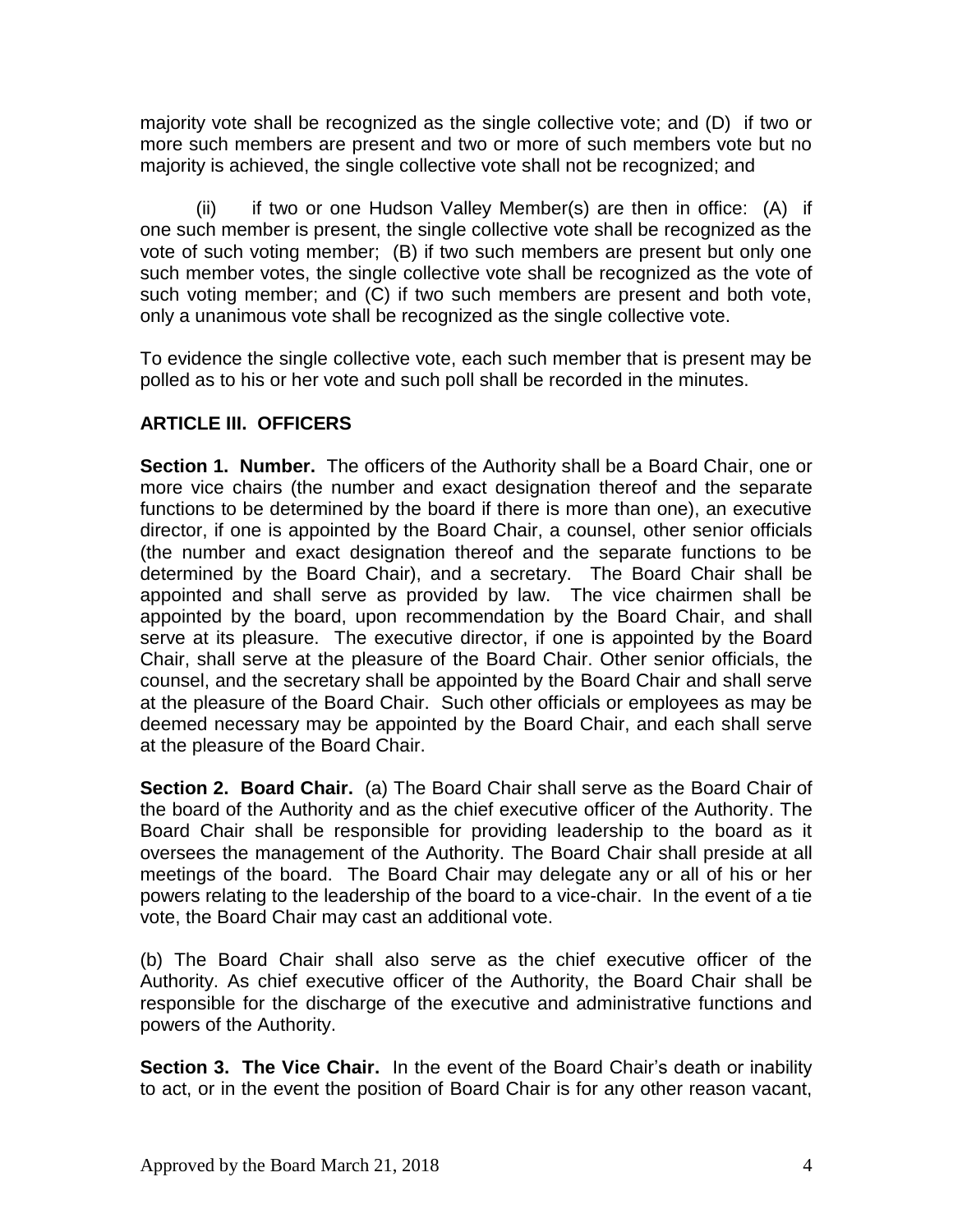majority vote shall be recognized as the single collective vote; and (D) if two or more such members are present and two or more of such members vote but no majority is achieved, the single collective vote shall not be recognized; and

(ii) if two or one Hudson Valley Member(s) are then in office: (A) if one such member is present, the single collective vote shall be recognized as the vote of such voting member; (B) if two such members are present but only one such member votes, the single collective vote shall be recognized as the vote of such voting member; and (C) if two such members are present and both vote, only a unanimous vote shall be recognized as the single collective vote.

To evidence the single collective vote, each such member that is present may be polled as to his or her vote and such poll shall be recorded in the minutes.

## ARTICLE III. OFFICERS

**Section 1. Number.** The officers of the Authority shall be a Board Chair, one or more vice chairs (the number and exact designation thereof and the separate functions to be determined by the board if there is more than one), an executive director, if one is appointed by the Board Chair, a counsel, other senior officials (the number and exact designation thereof and the separate functions to be determined by the Board Chair), and a secretary. The Board Chair shall be appointed and shall serve as provided by law. The vice chairmen shall be appointed by the board, upon recommendation by the Board Chair, and shall serve at its pleasure. The executive director, if one is appointed by the Board Chair, shall serve at the pleasure of the Board Chair. Other senior officials, the counsel, and the secretary shall be appointed by the Board Chair and shall serve at the pleasure of the Board Chair. Such other officials or employees as may be deemed necessary may be appointed by the Board Chair, and each shall serve at the pleasure of the Board Chair.

**Section 2. Board Chair.** (a) The Board Chair shall serve as the Board Chair of the board of the Authority and as the chief executive officer of the Authority. The Board Chair shall be responsible for providing leadership to the board as it oversees the management of the Authority. The Board Chair shall preside at all meetings of the board. The Board Chair may delegate any or all of his or her powers relating to the leadership of the board to a vice-chair. In the event of a tie vote, the Board Chair may cast an additional vote.

(b) The Board Chair shall also serve as the chief executive officer of the Authority. As chief executive officer of the Authority, the Board Chair shall be responsible for the discharge of the executive and administrative functions and powers of the Authority.

**Section 3. The Vice Chair.** In the event of the Board Chair's death or inability to act, or in the event the position of Board Chair is for any other reason vacant,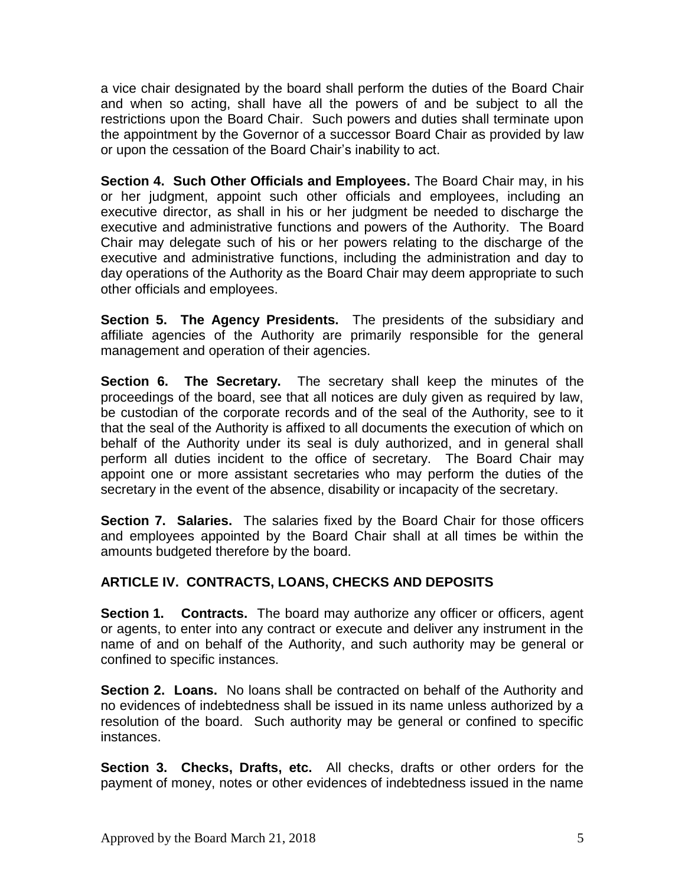a vice chair designated by the board shall perform the duties of the Board Chair and when so acting, shall have all the powers of and be subject to all the restrictions upon the Board Chair. Such powers and duties shall terminate upon the appointment by the Governor of a successor Board Chair as provided by law or upon the cessation of the Board Chair's inability to act.

**Section 4. Such Other Officials and Employees.** The Board Chair may, in his or her judgment, appoint such other officials and employees, including an executive director, as shall in his or her judgment be needed to discharge the executive and administrative functions and powers of the Authority. The Board Chair may delegate such of his or her powers relating to the discharge of the executive and administrative functions, including the administration and day to day operations of the Authority as the Board Chair may deem appropriate to such other officials and employees.

**Section 5. The Agency Presidents.** The presidents of the subsidiary and affiliate agencies of the Authority are primarily responsible for the general management and operation of their agencies.

**Section 6. The Secretary.** The secretary shall keep the minutes of the proceedings of the board, see that all notices are duly given as required by law, be custodian of the corporate records and of the seal of the Authority, see to it that the seal of the Authority is affixed to all documents the execution of which on behalf of the Authority under its seal is duly authorized, and in general shall perform all duties incident to the office of secretary. The Board Chair may appoint one or more assistant secretaries who may perform the duties of the secretary in the event of the absence, disability or incapacity of the secretary.

**Section 7. Salaries.** The salaries fixed by the Board Chair for those officers and employees appointed by the Board Chair shall at all times be within the amounts budgeted therefore by the board.

## ARTICLE IV. CONTRACTS, LOANS, CHECKS AND DEPOSITS

**Section 1. Contracts.** The board may authorize any officer or officers, agent or agents, to enter into any contract or execute and deliver any instrument in the name of and on behalf of the Authority, and such authority may be general or confined to specific instances.

**Section 2. Loans.** No loans shall be contracted on behalf of the Authority and no evidences of indebtedness shall be issued in its name unless authorized by a resolution of the board. Such authority may be general or confined to specific instances.

**Section 3. Checks, Drafts, etc.** All checks, drafts or other orders for the payment of money, notes or other evidences of indebtedness issued in the name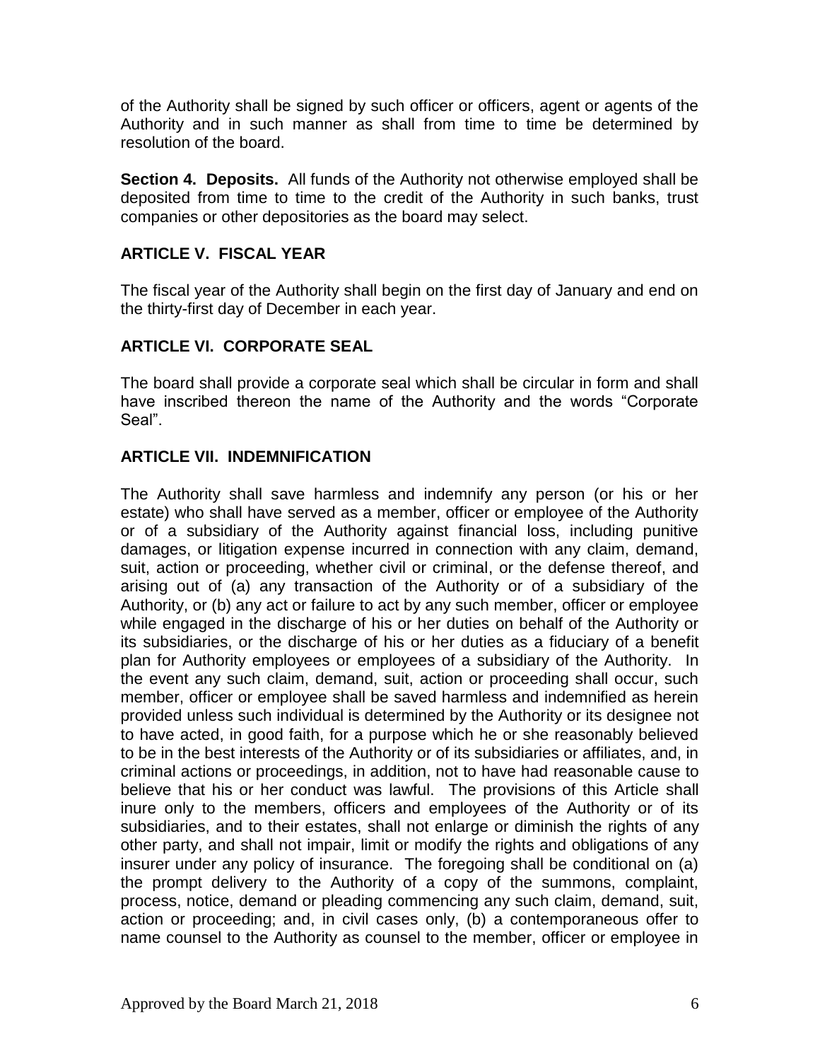of the Authority shall be signed by such officer or officers, agent or agents of the Authority and in such manner as shall from time to time be determined by resolution of the board.

**Section 4. Deposits.** All funds of the Authority not otherwise employed shall be deposited from time to time to the credit of the Authority in such banks, trust companies or other depositories as the board may select.

## ARTICLE V. FISCAL YEAR

The fiscal year of the Authority shall begin on the first day of January and end on the thirty-first day of December in each year.

## ARTICLE VI. CORPORATE SEAL

The board shall provide a corporate seal which shall be circular in form and shall have inscribed thereon the name of the Authority and the words "Corporate Seal".

## ARTICLE VII. INDEMNIFICATION

The Authority shall save harmless and indemnify any person (or his or her estate) who shall have served as a member, officer or employee of the Authority or of a subsidiary of the Authority against financial loss, including punitive damages, or litigation expense incurred in connection with any claim, demand, suit, action or proceeding, whether civil or criminal, or the defense thereof, and arising out of (a) any transaction of the Authority or of a subsidiary of the Authority, or (b) any act or failure to act by any such member, officer or employee while engaged in the discharge of his or her duties on behalf of the Authority or its subsidiaries, or the discharge of his or her duties as a fiduciary of a benefit plan for Authority employees or employees of a subsidiary of the Authority. In the event any such claim, demand, suit, action or proceeding shall occur, such member, officer or employee shall be saved harmless and indemnified as herein provided unless such individual is determined by the Authority or its designee not to have acted, in good faith, for a purpose which he or she reasonably believed to be in the best interests of the Authority or of its subsidiaries or affiliates, and, in criminal actions or proceedings, in addition, not to have had reasonable cause to believe that his or her conduct was lawful. The provisions of this Article shall inure only to the members, officers and employees of the Authority or of its subsidiaries, and to their estates, shall not enlarge or diminish the rights of any other party, and shall not impair, limit or modify the rights and obligations of any insurer under any policy of insurance. The foregoing shall be conditional on (a) the prompt delivery to the Authority of a copy of the summons, complaint, process, notice, demand or pleading commencing any such claim, demand, suit, action or proceeding; and, in civil cases only, (b) a contemporaneous offer to name counsel to the Authority as counsel to the member, officer or employee in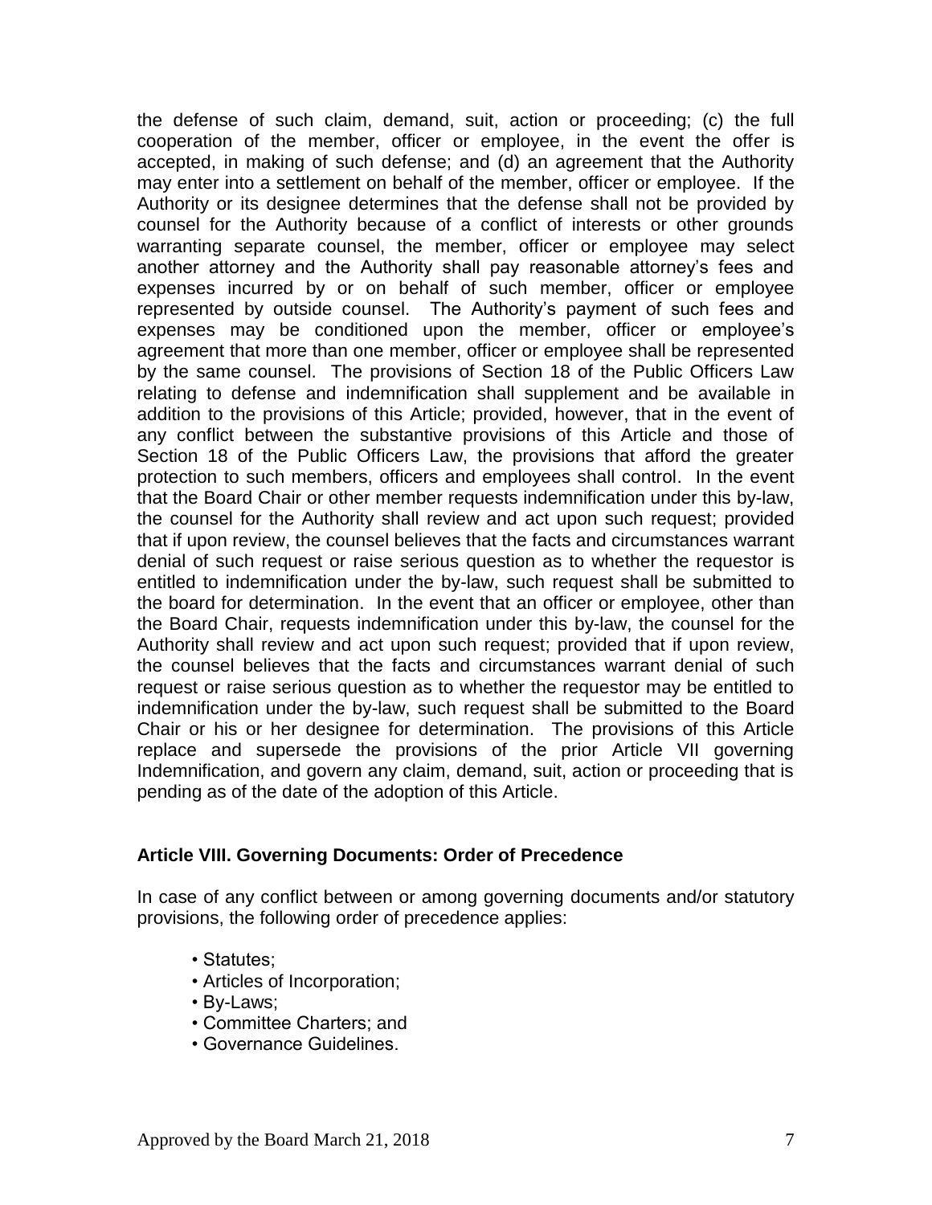the defense of such claim, demand, suit, action or proceeding; (c) the full cooperation of the member, officer or employee, in the event the offer is accepted, in making of such defense; and (d) an agreement that the Authority may enter into a settlement on behalf of the member, officer or employee. If the Authority or its designee determines that the defense shall not be provided by counsel for the Authority because of a conflict of interests or other grounds warranting separate counsel, the member, officer or employee may select another attorney and the Authority shall pay reasonable attorney's fees and expenses incurred by or on behalf of such member, officer or employee represented by outside counsel. The Authority's payment of such fees and expenses may be conditioned upon the member, officer or employee's agreement that more than one member, officer or employee shall be represented by the same counsel. The provisions of Section 18 of the Public Officers Law relating to defense and indemnification shall supplement and be available in addition to the provisions of this Article; provided, however, that in the event of any conflict between the substantive provisions of this Article and those of Section 18 of the Public Officers Law, the provisions that afford the greater protection to such members, officers and employees shall control. In the event that the Board Chair or other member requests indemnification under this by-law, the counsel for the Authority shall review and act upon such request; provided that if upon review, the counsel believes that the facts and circumstances warrant denial of such request or raise serious question as to whether the requestor is entitled to indemnification under the by-law, such request shall be submitted to the board for determination. In the event that an officer or employee, other than the Board Chair, requests indemnification under this by-law, the counsel for the Authority shall review and act upon such request; provided that if upon review, the counsel believes that the facts and circumstances warrant denial of such request or raise serious question as to whether the requestor may be entitled to indemnification under the by-law, such request shall be submitted to the Board Chair or his or her designee for determination. The provisions of this Article replace and supersede the provisions of the prior Article VII governing Indemnification, and govern any claim, demand, suit, action or proceeding that is pending as of the date of the adoption of this Article.

**Article VIII. Governing Documents: Order of Precedence**

In case of any conflict between or among governing documents and/or statutory provisions, the following order of precedence applies:

- Statutes;
- Articles of Incorporation;
- By-Laws;
- Committee Charters; and
- Governance Guidelines.

Approved by the Board March 21, 2018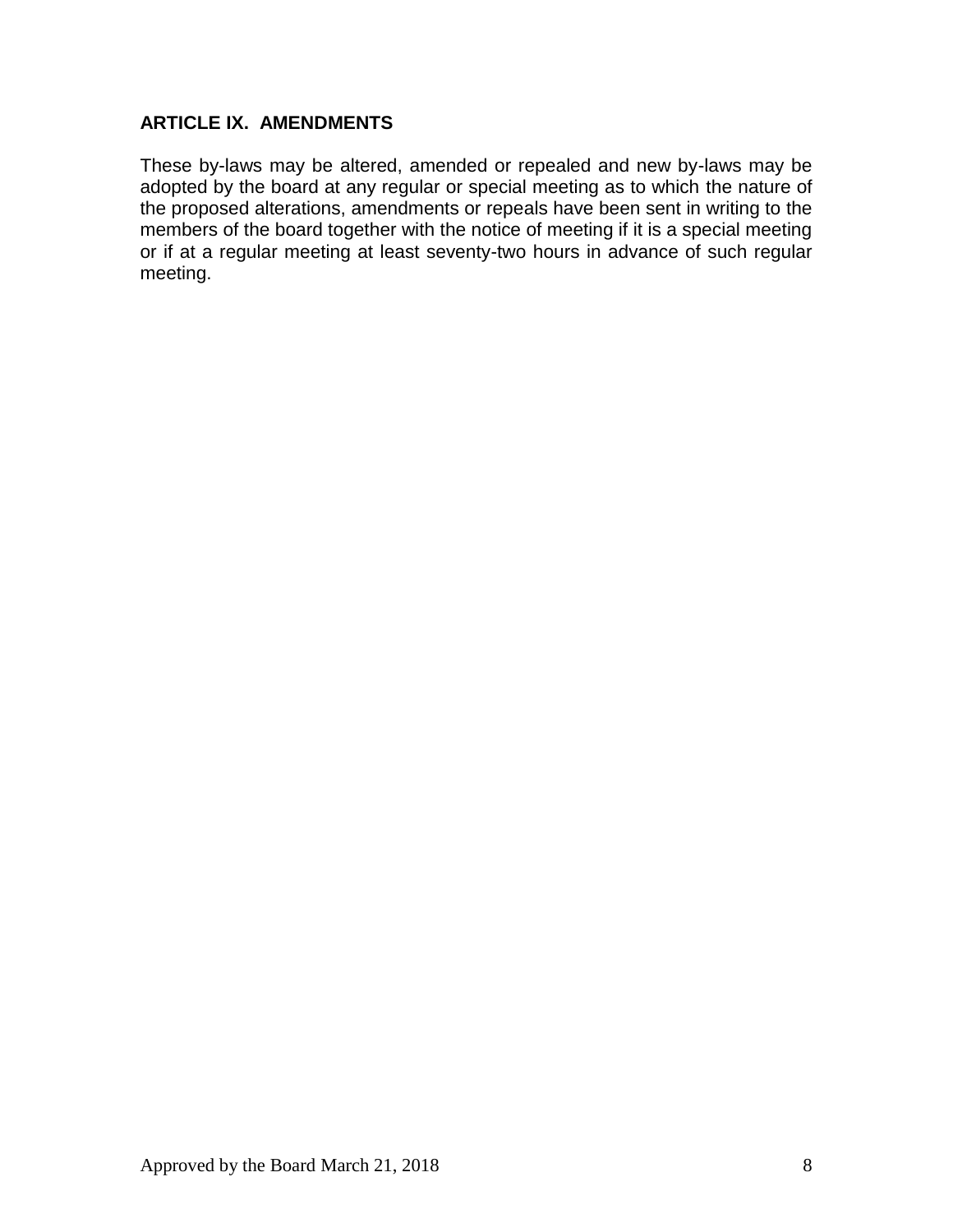**ARTICLE IX. AMENDMENTS**

These by-laws may be altered, amended or repealed and new by-laws may be adopted by the board at any regular or special meeting as to which the nature of the proposed alterations, amendments or repeals have been sent in writing to the members of the board together with the notice of meeting if it is a special meeting or if at a regular meeting at least seventy-two hours in advance of such regular meeting.